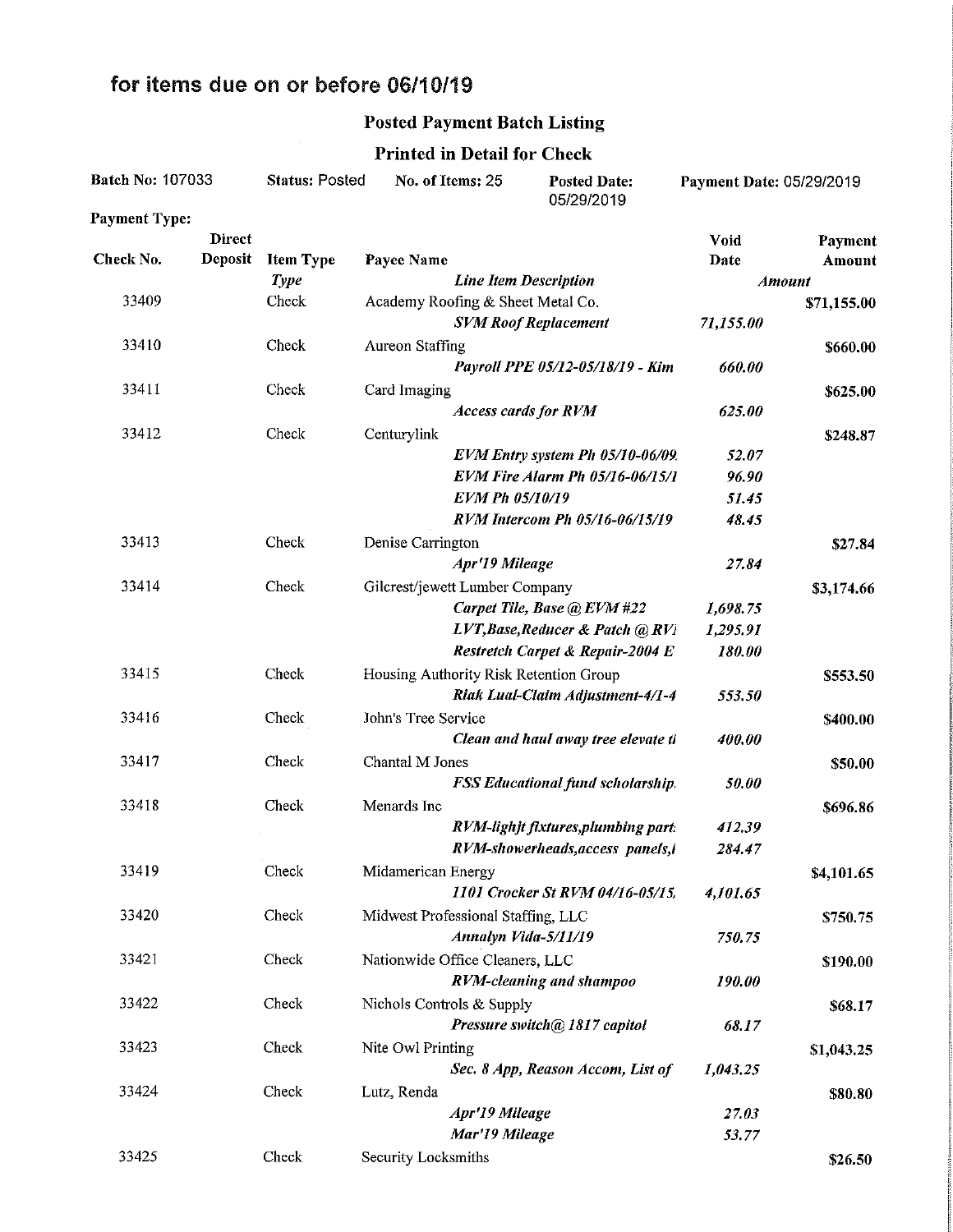# for items due on or before 06/10/19

## Posted Payment Batch Listing

### Printed in Detail for Check

**Batch No:** 107033 **Status:** Posted **No. of Items:** 25 **Posted Date:** 05/29/2019 **Payment Date:** 05/29/2019

**Payment Type:**

| Check No. | Direct Deposit | Item Type *Type* | Payee Name *Line Item Description* | Void Date *Amount* | Payment Amount |
|---|---|---|---|---|---|
| 33409 | | Check | Academy Roofing & Sheet Metal Co. | | $71,155.00 |
| | | | *SVM Roof Replacement* | *71,155.00* | |
| 33410 | | Check | Aureon Staffing | | $660.00 |
| | | | *Payroll PPE 05/12-05/18/19 - Kim* | *660.00* | |
| 33411 | | Check | Card Imaging | | $625.00 |
| | | | *Access cards for RVM* | *625.00* | |
| 33412 | | Check | Centurylink | | $248.87 |
| | | | *EVM Entry system Ph 05/10-06/09.* | *52.07* | |
| | | | *EVM Fire Alarm Ph 05/16-06/15/1* | *96.90* | |
| | | | *EVM Ph 05/10/19* | *51.45* | |
| | | | *RVM Intercom Ph 05/16-06/15/19* | *48.45* | |
| 33413 | | Check | Denise Carrington | | $27.84 |
| | | | *Apr'19 Mileage* | *27.84* | |
| 33414 | | Check | Gilcrest/jewett Lumber Company | | $3,174.66 |
| | | | *Carpet Tile, Base @ EVM #22* | *1,698.75* | |
| | | | *LVT,Base,Reducer & Patch @ RVI* | *1,295.91* | |
| | | | *Restretch Carpet & Repair-2004 E* | *180.00* | |
| 33415 | | Check | Housing Authority Risk Retention Group | | $553.50 |
| | | | *Riak Lual-Claim Adjustment-4/1-4* | *553.50* | |
| 33416 | | Check | John's Tree Service | | $400.00 |
| | | | *Clean and haul away tree elevate tl* | *400.00* | |
| 33417 | | Check | Chantal M Jones | | $50.00 |
| | | | *FSS Educational fund scholarship.* | *50.00* | |
| 33418 | | Check | Menards Inc | | $696.86 |
| | | | *RVM-lighjt fixtures,plumbing part* | *412.39* | |
| | | | *RVM-showerheads,access panels,i* | *284.47* | |
| 33419 | | Check | Midamerican Energy | | $4,101.65 |
| | | | *1101 Crocker St RVM 04/16-05/15.* | *4,101.65* | |
| 33420 | | Check | Midwest Professional Staffing, LLC | | $750.75 |
| | | | *Annalyn Vida-5/11/19* | *750.75* | |
| 33421 | | Check | Nationwide Office Cleaners, LLC | | $190.00 |
| | | | *RVM-cleaning and shampoo* | *190.00* | |
| 33422 | | Check | Nichols Controls & Supply | | $68.17 |
| | | | *Pressure switch@ 1817 capitol* | *68.17* | |
| 33423 | | Check | Nite Owl Printing | | $1,043.25 |
| | | | *Sec. 8 App, Reason Accom, List of* | *1,043.25* | |
| 33424 | | Check | Lutz, Renda | | $80.80 |
| | | | *Apr'19 Mileage* | *27.03* | |
| | | | *Mar'19 Mileage* | *53.77* | |
| 33425 | | Check | Security Locksmiths | | $26.50 |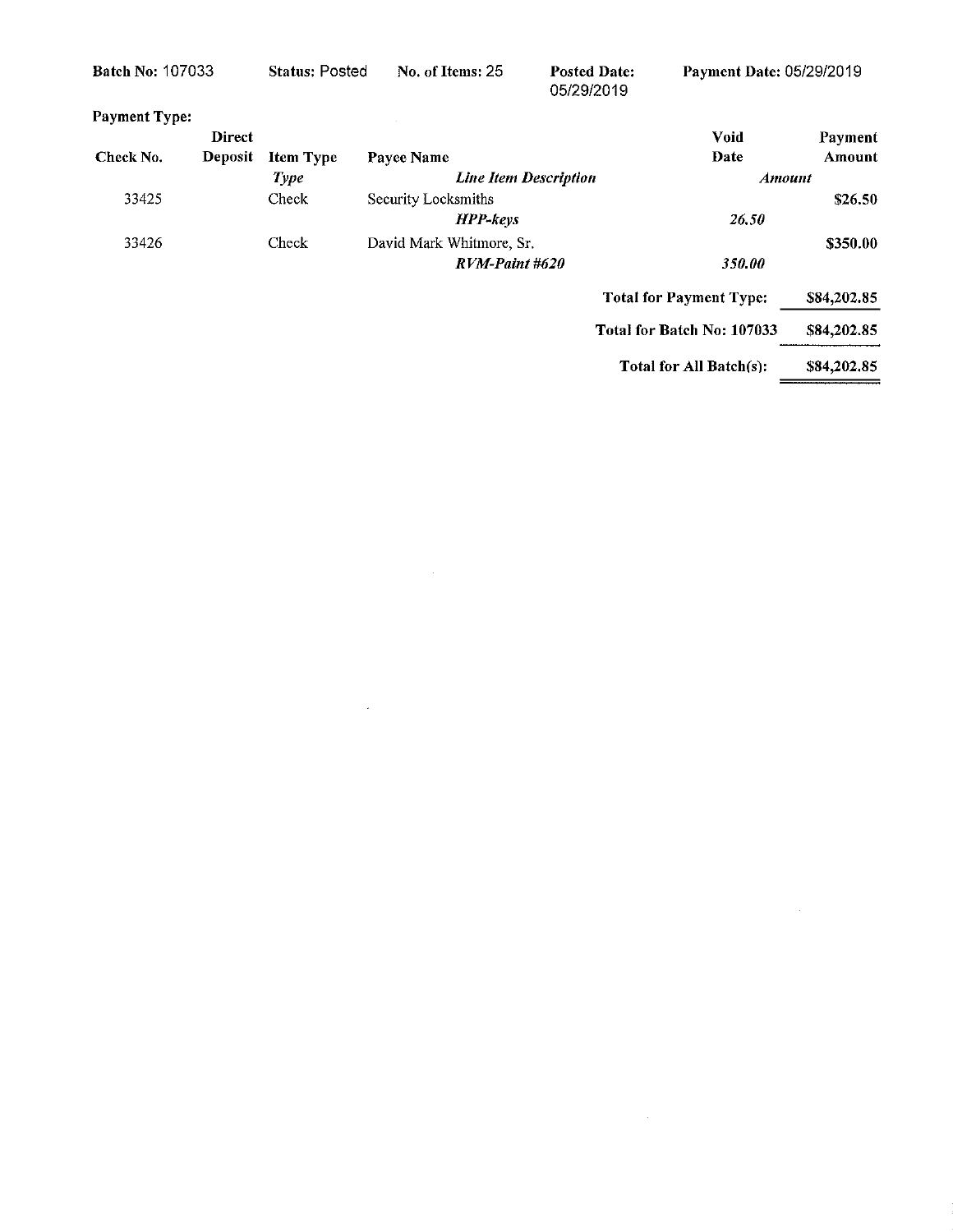**Batch No:** 107033 **Status:** Posted **No. of Items:** 25 **Posted Date:** 05/29/2019 **Payment Date:** 05/29/2019

**Payment Type:**

| Check No. | Direct Deposit | Item Type / *Type* | Payee Name / *Line Item Description* | Void Date / *Amount* | Payment Amount |
|---|---|---|---|---|---|
| 33425 | | Check | Security Locksmiths | | $26.50 |
| | | | ***HPP-keys*** | ***26.50*** | |
| 33426 | | Check | David Mark Whitmore, Sr. | | $350.00 |
| | | | ***RVM-Paint #620*** | ***350.00*** | |

| | |
|---|---|
| **Total for Payment Type:** | $84,202.85 |
| **Total for Batch No: 107033** | $84,202.85 |
| **Total for All Batch(s):** | $84,202.85 |